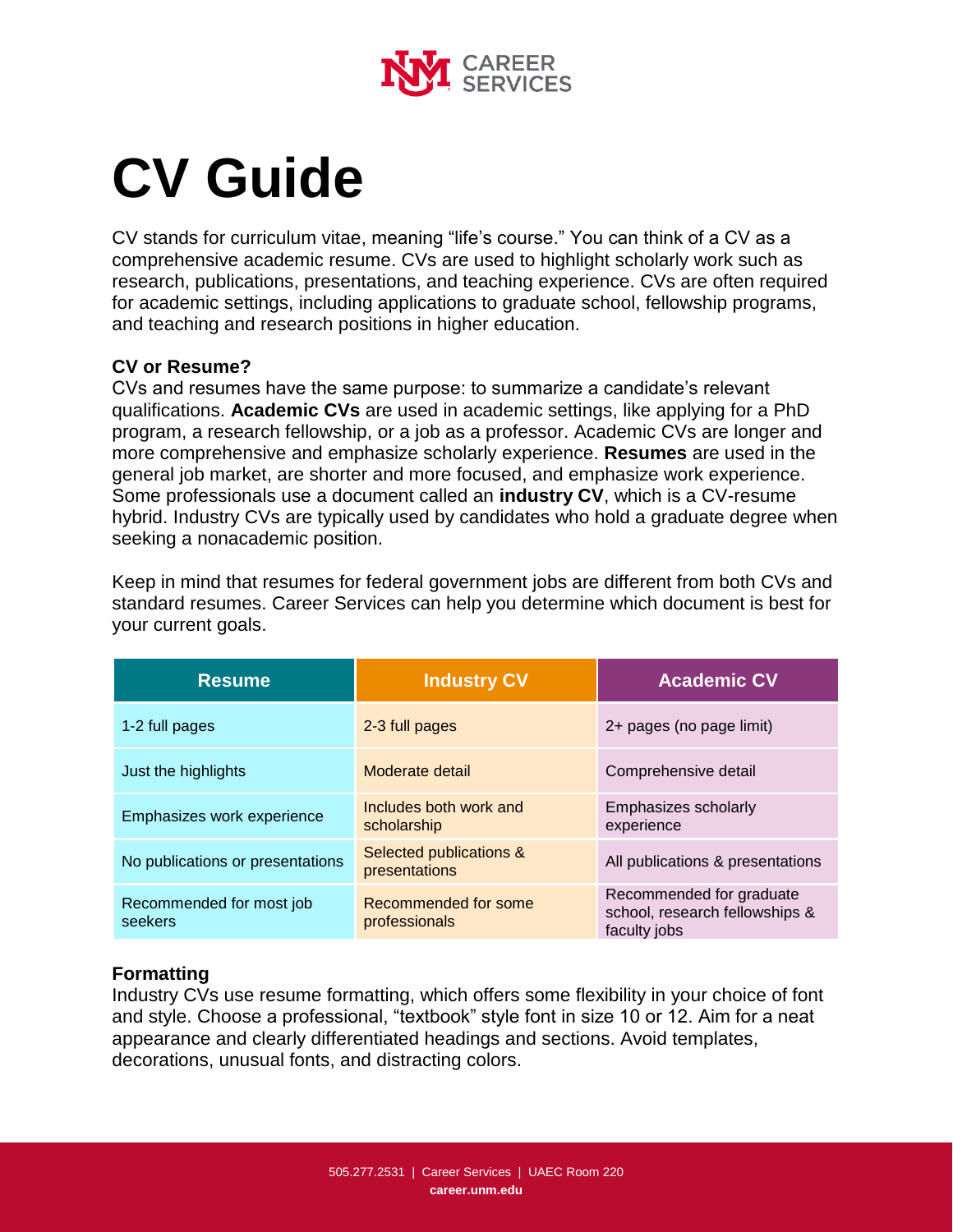# CV Guide

CV stands for curriculum vitae, meaning "life's course." You can think of a CV as a comprehensive academic resume. CVs are used to highlight scholarly work such as research, publications, presentations, and teaching experience. CVs are often required for academic settings, including applications to graduate school, fellowship programs, and teaching and research positions in higher education.

**CV or Resume?**

CVs and resumes have the same purpose: to summarize a candidate's relevant qualifications. **Academic CVs** are used in academic settings, like applying for a PhD program, a research fellowship, or a job as a professor. Academic CVs are longer and more comprehensive and emphasize scholarly experience. **Resumes** are used in the general job market, are shorter and more focused, and emphasize work experience. Some professionals use a document called an **industry CV**, which is a CV-resume hybrid. Industry CVs are typically used by candidates who hold a graduate degree when seeking a nonacademic position.

Keep in mind that resumes for federal government jobs are different from both CVs and standard resumes. Career Services can help you determine which document is best for your current goals.

| Resume | Industry CV | Academic CV |
|---|---|---|
| 1-2 full pages | 2-3 full pages | 2+ pages (no page limit) |
| Just the highlights | Moderate detail | Comprehensive detail |
| Emphasizes work experience | Includes both work and scholarship | Emphasizes scholarly experience |
| No publications or presentations | Selected publications & presentations | All publications & presentations |
| Recommended for most job seekers | Recommended for some professionals | Recommended for graduate school, research fellowships & faculty jobs |

**Formatting**

Industry CVs use resume formatting, which offers some flexibility in your choice of font and style. Choose a professional, "textbook" style font in size 10 or 12. Aim for a neat appearance and clearly differentiated headings and sections. Avoid templates, decorations, unusual fonts, and distracting colors.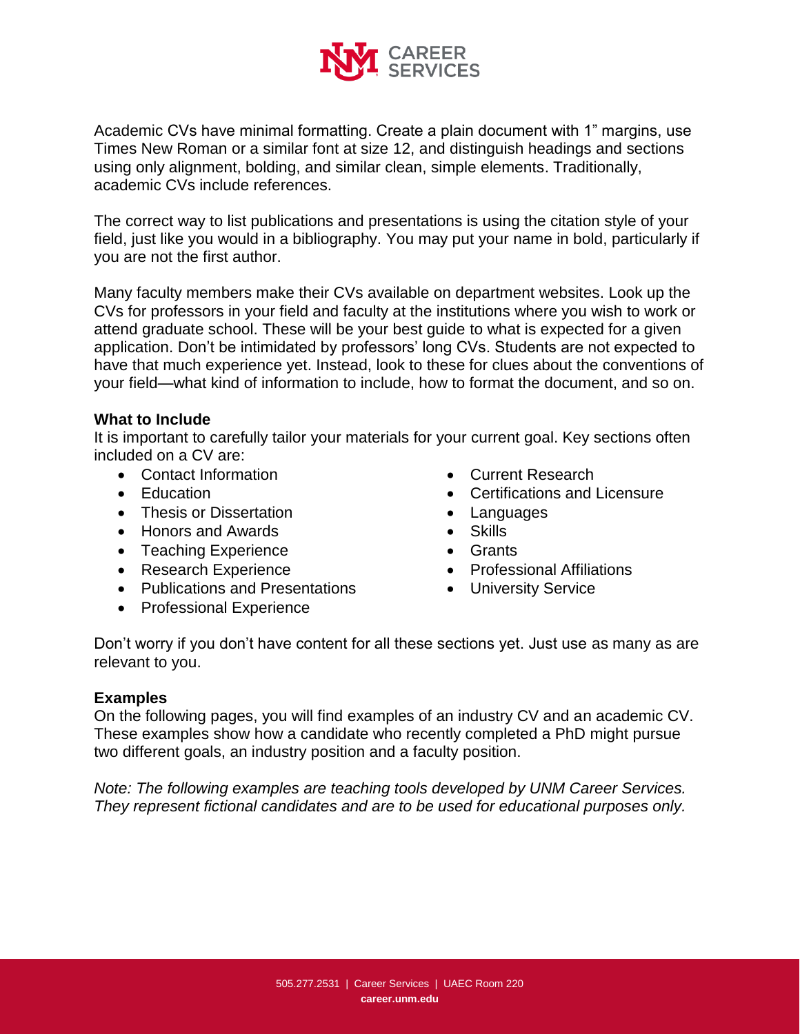Academic CVs have minimal formatting. Create a plain document with 1" margins, use Times New Roman or a similar font at size 12, and distinguish headings and sections using only alignment, bolding, and similar clean, simple elements. Traditionally, academic CVs include references.

The correct way to list publications and presentations is using the citation style of your field, just like you would in a bibliography. You may put your name in bold, particularly if you are not the first author.

Many faculty members make their CVs available on department websites. Look up the CVs for professors in your field and faculty at the institutions where you wish to work or attend graduate school. These will be your best guide to what is expected for a given application. Don't be intimidated by professors' long CVs. Students are not expected to have that much experience yet. Instead, look to these for clues about the conventions of your field—what kind of information to include, how to format the document, and so on.

**What to Include**

It is important to carefully tailor your materials for your current goal. Key sections often included on a CV are:

- Contact Information
- Education
- Thesis or Dissertation
- Honors and Awards
- Teaching Experience
- Research Experience
- Publications and Presentations
- Professional Experience
- Current Research
- Certifications and Licensure
- Languages
- Skills
- Grants
- Professional Affiliations
- University Service

Don't worry if you don't have content for all these sections yet. Just use as many as are relevant to you.

**Examples**

On the following pages, you will find examples of an industry CV and an academic CV. These examples show how a candidate who recently completed a PhD might pursue two different goals, an industry position and a faculty position.

*Note: The following examples are teaching tools developed by UNM Career Services. They represent fictional candidates and are to be used for educational purposes only.*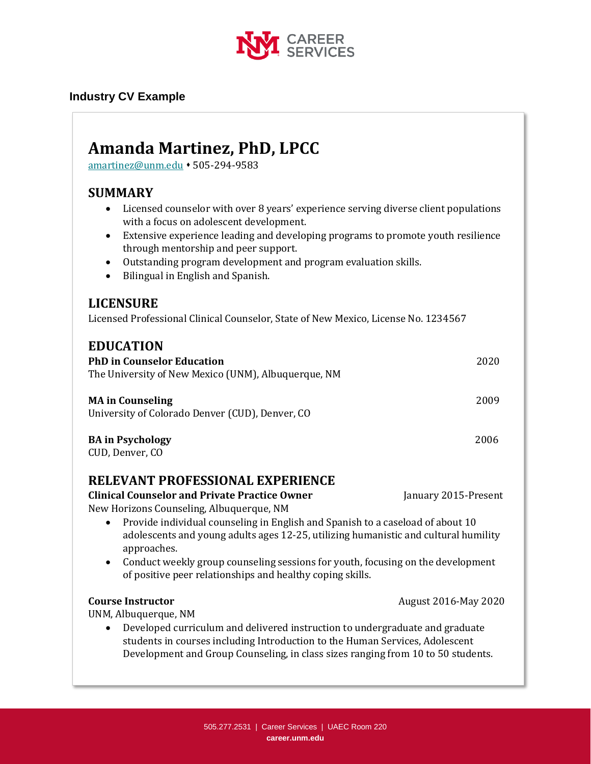## Industry CV Example

# Amanda Martinez, PhD, LPCC

amartinez@unm.edu ⬩ 505-294-9583

## SUMMARY

- Licensed counselor with over 8 years' experience serving diverse client populations with a focus on adolescent development.
- Extensive experience leading and developing programs to promote youth resilience through mentorship and peer support.
- Outstanding program development and program evaluation skills.
- Bilingual in English and Spanish.

## LICENSURE

Licensed Professional Clinical Counselor, State of New Mexico, License No. 1234567

## EDUCATION

**PhD in Counselor Education** 2020
The University of New Mexico (UNM), Albuquerque, NM

**MA in Counseling** 2009
University of Colorado Denver (CUD), Denver, CO

**BA in Psychology** 2006
CUD, Denver, CO

## RELEVANT PROFESSIONAL EXPERIENCE

**Clinical Counselor and Private Practice Owner** January 2015-Present
New Horizons Counseling, Albuquerque, NM

- Provide individual counseling in English and Spanish to a caseload of about 10 adolescents and young adults ages 12-25, utilizing humanistic and cultural humility approaches.
- Conduct weekly group counseling sessions for youth, focusing on the development of positive peer relationships and healthy coping skills.

**Course Instructor** August 2016-May 2020
UNM, Albuquerque, NM

- Developed curriculum and delivered instruction to undergraduate and graduate students in courses including Introduction to the Human Services, Adolescent Development and Group Counseling, in class sizes ranging from 10 to 50 students.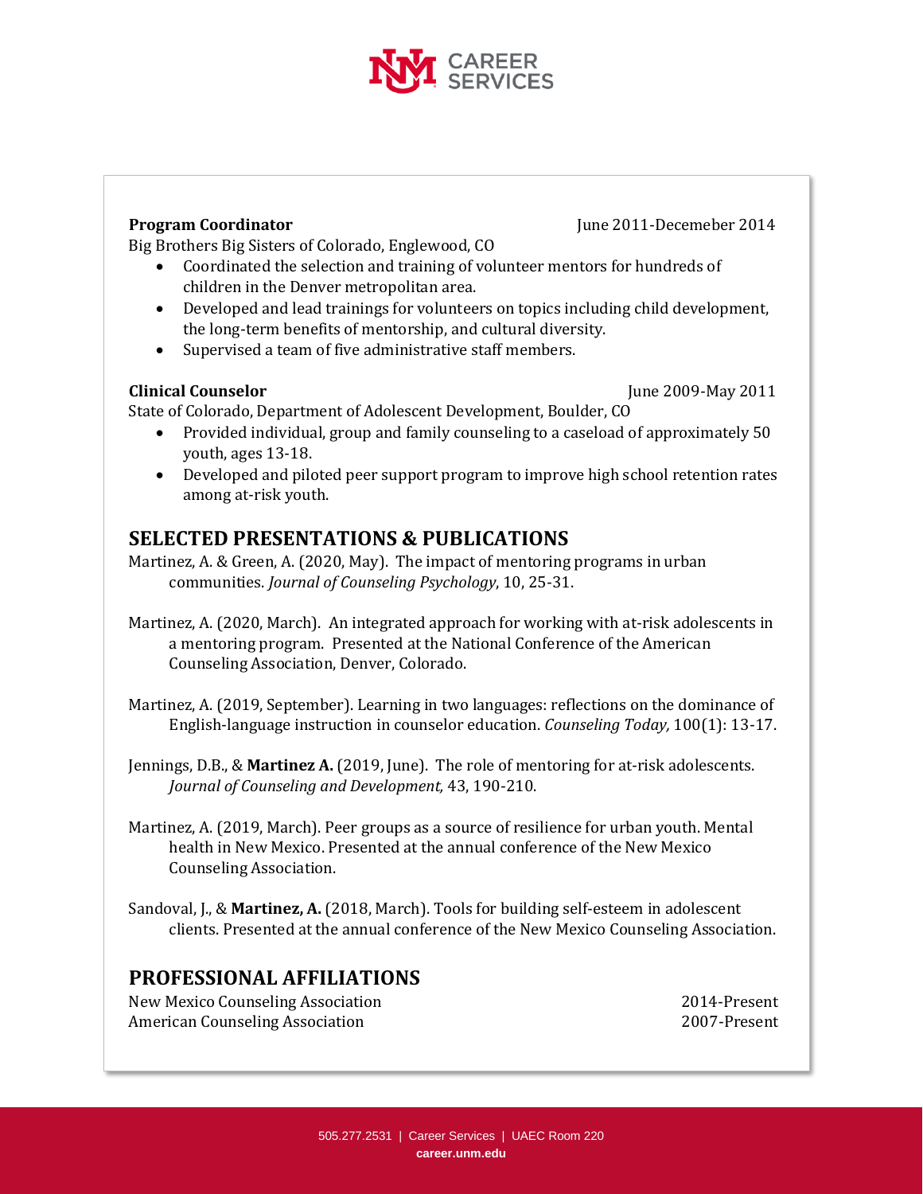**Program Coordinator** June 2011-Decemeber 2014
Big Brothers Big Sisters of Colorado, Englewood, CO

- Coordinated the selection and training of volunteer mentors for hundreds of children in the Denver metropolitan area.
- Developed and lead trainings for volunteers on topics including child development, the long-term benefits of mentorship, and cultural diversity.
- Supervised a team of five administrative staff members.

**Clinical Counselor** June 2009-May 2011
State of Colorado, Department of Adolescent Development, Boulder, CO

- Provided individual, group and family counseling to a caseload of approximately 50 youth, ages 13-18.
- Developed and piloted peer support program to improve high school retention rates among at-risk youth.

## SELECTED PRESENTATIONS & PUBLICATIONS

Martinez, A. & Green, A. (2020, May). The impact of mentoring programs in urban communities. *Journal of Counseling Psychology*, 10, 25-31.

Martinez, A. (2020, March). An integrated approach for working with at-risk adolescents in a mentoring program. Presented at the National Conference of the American Counseling Association, Denver, Colorado.

Martinez, A. (2019, September). Learning in two languages: reflections on the dominance of English-language instruction in counselor education. *Counseling Today,* 100(1): 13-17.

Jennings, D.B., & **Martinez A.** (2019, June). The role of mentoring for at-risk adolescents. *Journal of Counseling and Development,* 43, 190-210.

Martinez, A. (2019, March). Peer groups as a source of resilience for urban youth. Mental health in New Mexico. Presented at the annual conference of the New Mexico Counseling Association.

Sandoval, J., & **Martinez, A.** (2018, March). Tools for building self-esteem in adolescent clients. Presented at the annual conference of the New Mexico Counseling Association.

## PROFESSIONAL AFFILIATIONS

New Mexico Counseling Association 2014-Present
American Counseling Association 2007-Present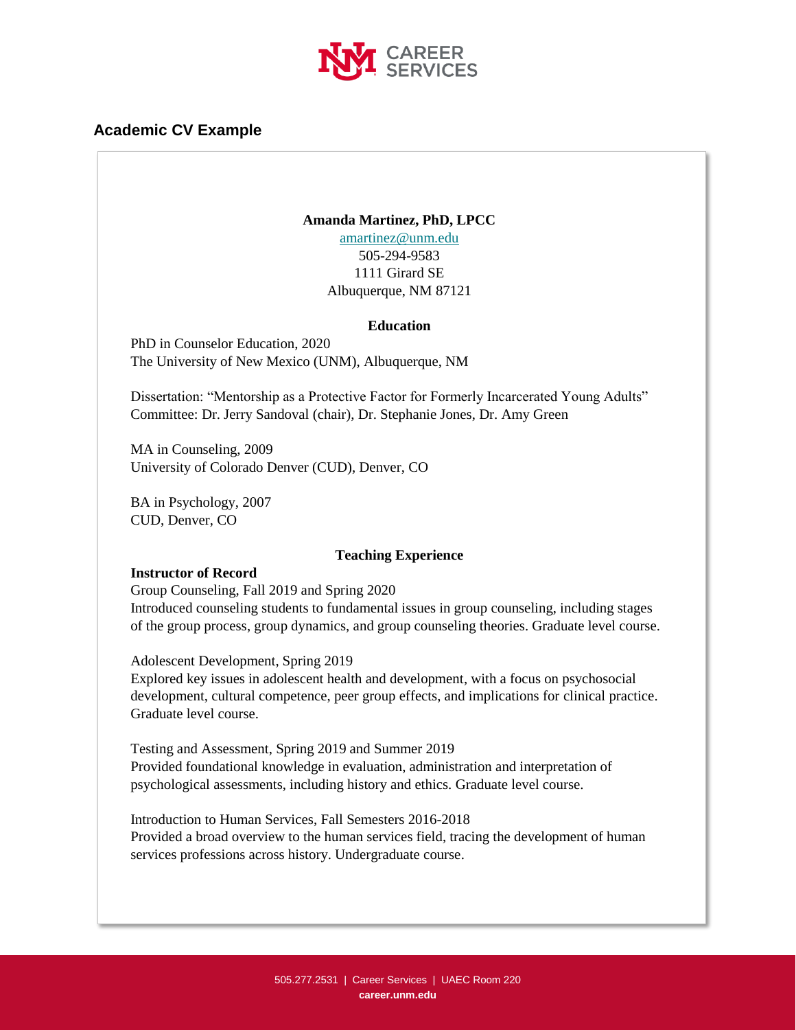## Academic CV Example

**Amanda Martinez, PhD, LPCC**
amartinez@unm.edu
505-294-9583
1111 Girard SE
Albuquerque, NM 87121

**Education**

PhD in Counselor Education, 2020
The University of New Mexico (UNM), Albuquerque, NM

Dissertation: "Mentorship as a Protective Factor for Formerly Incarcerated Young Adults"
Committee: Dr. Jerry Sandoval (chair), Dr. Stephanie Jones, Dr. Amy Green

MA in Counseling, 2009
University of Colorado Denver (CUD), Denver, CO

BA in Psychology, 2007
CUD, Denver, CO

**Teaching Experience**

**Instructor of Record**
Group Counseling, Fall 2019 and Spring 2020
Introduced counseling students to fundamental issues in group counseling, including stages of the group process, group dynamics, and group counseling theories. Graduate level course.

Adolescent Development, Spring 2019
Explored key issues in adolescent health and development, with a focus on psychosocial development, cultural competence, peer group effects, and implications for clinical practice. Graduate level course.

Testing and Assessment, Spring 2019 and Summer 2019
Provided foundational knowledge in evaluation, administration and interpretation of psychological assessments, including history and ethics. Graduate level course.

Introduction to Human Services, Fall Semesters 2016-2018
Provided a broad overview to the human services field, tracing the development of human services professions across history. Undergraduate course.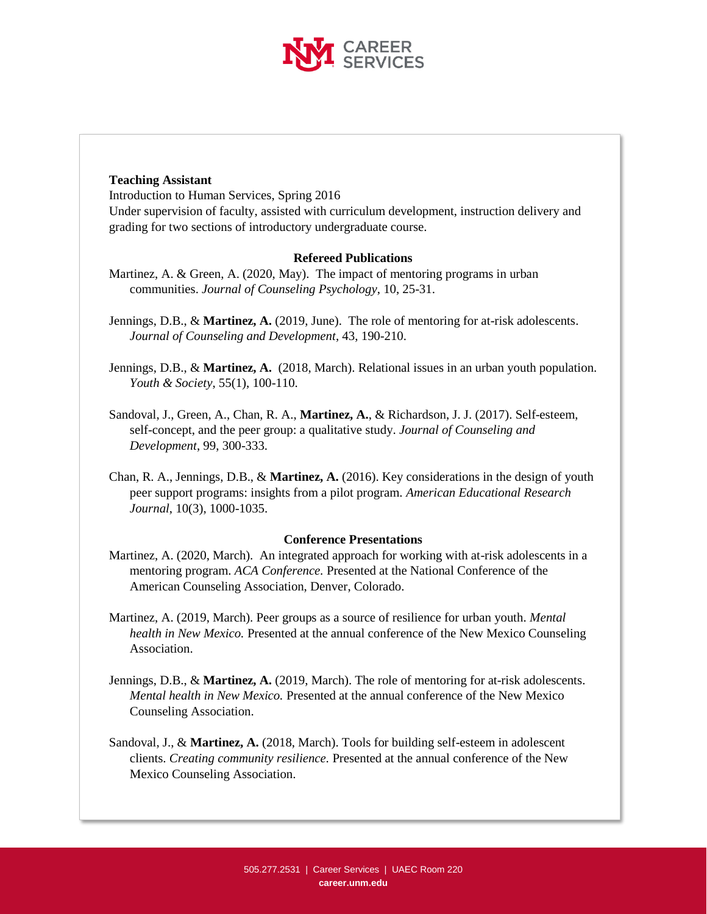**Teaching Assistant**
Introduction to Human Services, Spring 2016
Under supervision of faculty, assisted with curriculum development, instruction delivery and grading for two sections of introductory undergraduate course.

## Refereed Publications

Martinez, A. & Green, A. (2020, May). The impact of mentoring programs in urban communities. *Journal of Counseling Psychology*, 10, 25-31.

Jennings, D.B., & **Martinez, A.** (2019, June). The role of mentoring for at-risk adolescents. *Journal of Counseling and Development*, 43, 190-210.

Jennings, D.B., & **Martinez, A.** (2018, March). Relational issues in an urban youth population. *Youth & Society*, 55(1), 100-110.

Sandoval, J., Green, A., Chan, R. A., **Martinez, A.**, & Richardson, J. J. (2017). Self-esteem, self-concept, and the peer group: a qualitative study. *Journal of Counseling and Development*, 99, 300-333.

Chan, R. A., Jennings, D.B., & **Martinez, A.** (2016). Key considerations in the design of youth peer support programs: insights from a pilot program. *American Educational Research Journal*, 10(3), 1000-1035.

## Conference Presentations

Martinez, A. (2020, March). An integrated approach for working with at-risk adolescents in a mentoring program. *ACA Conference.* Presented at the National Conference of the American Counseling Association, Denver, Colorado.

Martinez, A. (2019, March). Peer groups as a source of resilience for urban youth. *Mental health in New Mexico.* Presented at the annual conference of the New Mexico Counseling Association.

Jennings, D.B., & **Martinez, A.** (2019, March). The role of mentoring for at-risk adolescents. *Mental health in New Mexico.* Presented at the annual conference of the New Mexico Counseling Association.

Sandoval, J., & **Martinez, A.** (2018, March). Tools for building self-esteem in adolescent clients. *Creating community resilience.* Presented at the annual conference of the New Mexico Counseling Association.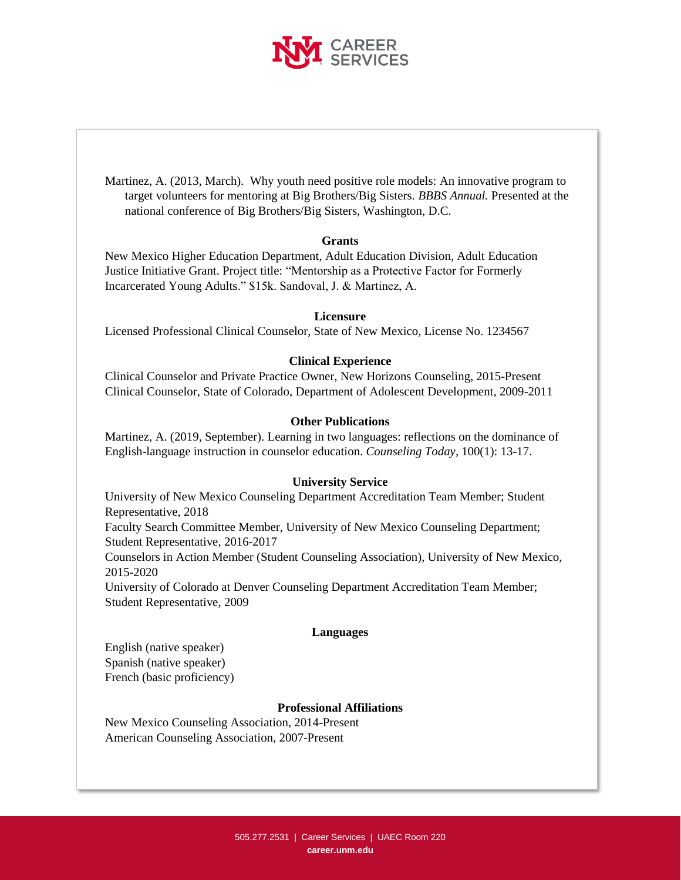Martinez, A. (2013, March). Why youth need positive role models: An innovative program to target volunteers for mentoring at Big Brothers/Big Sisters. *BBBS Annual.* Presented at the national conference of Big Brothers/Big Sisters, Washington, D.C.

## Grants

New Mexico Higher Education Department, Adult Education Division, Adult Education Justice Initiative Grant. Project title: "Mentorship as a Protective Factor for Formerly Incarcerated Young Adults." $15k. Sandoval, J. & Martinez, A.

## Licensure

Licensed Professional Clinical Counselor, State of New Mexico, License No. 1234567

## Clinical Experience

Clinical Counselor and Private Practice Owner, New Horizons Counseling, 2015-Present
Clinical Counselor, State of Colorado, Department of Adolescent Development, 2009-2011

## Other Publications

Martinez, A. (2019, September). Learning in two languages: reflections on the dominance of English-language instruction in counselor education. *Counseling Today*, 100(1): 13-17.

## University Service

University of New Mexico Counseling Department Accreditation Team Member; Student Representative, 2018
Faculty Search Committee Member, University of New Mexico Counseling Department; Student Representative, 2016-2017
Counselors in Action Member (Student Counseling Association), University of New Mexico, 2015-2020
University of Colorado at Denver Counseling Department Accreditation Team Member; Student Representative, 2009

## Languages

English (native speaker)
Spanish (native speaker)
French (basic proficiency)

## Professional Affiliations

New Mexico Counseling Association, 2014-Present
American Counseling Association, 2007-Present